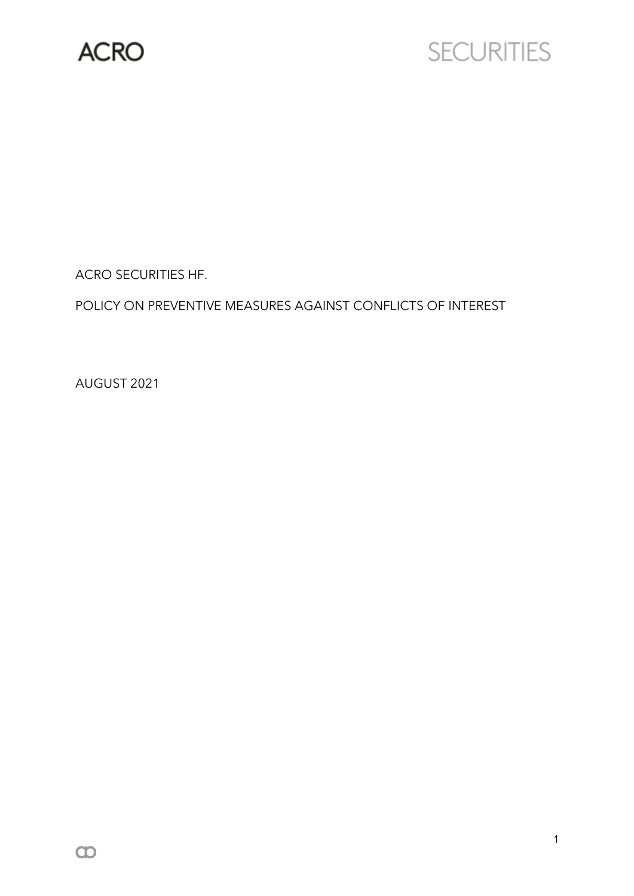ACRO SECURITIES

ACRO SECURITIES HF.

# POLICY ON PREVENTIVE MEASURES AGAINST CONFLICTS OF INTEREST

AUGUST 2021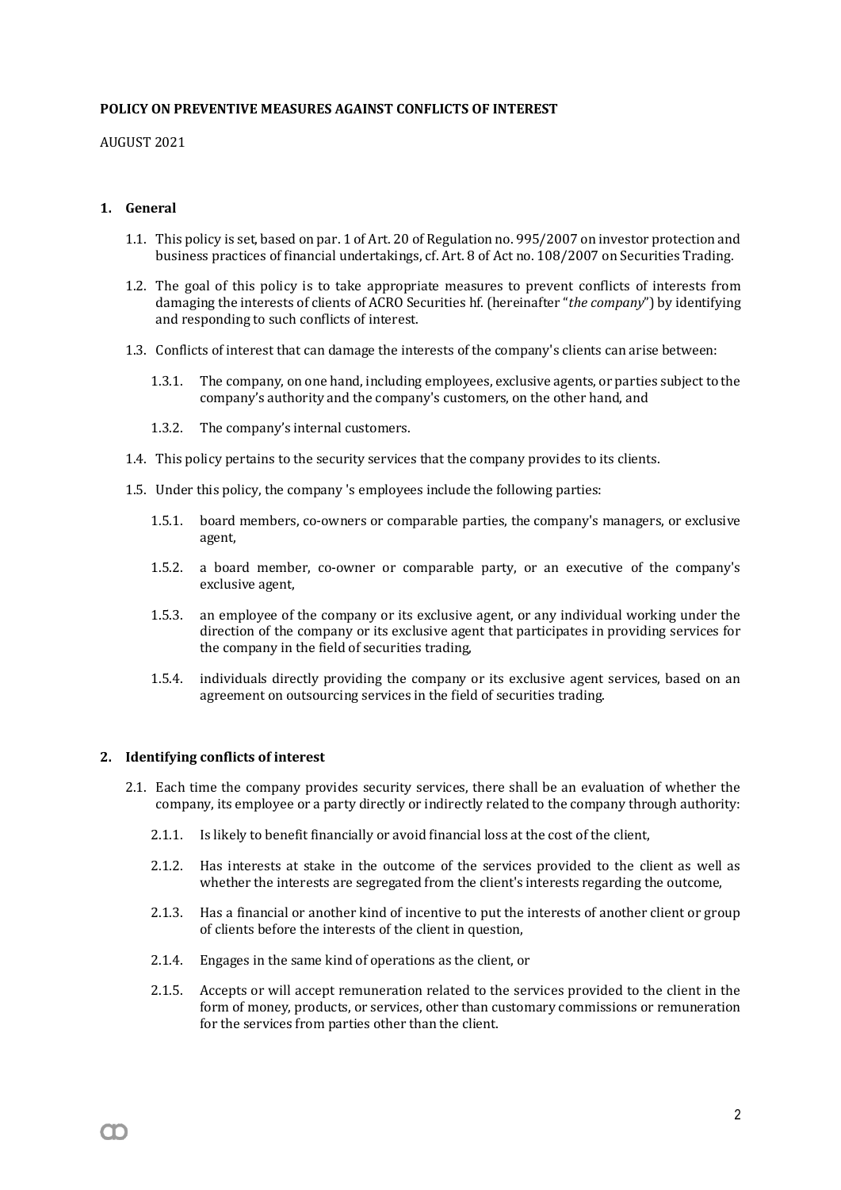**POLICY ON PREVENTIVE MEASURES AGAINST CONFLICTS OF INTEREST**

AUGUST 2021

## 1. General

1.1. This policy is set, based on par. 1 of Art. 20 of Regulation no. 995/2007 on investor protection and business practices of financial undertakings, cf. Art. 8 of Act no. 108/2007 on Securities Trading.

1.2. The goal of this policy is to take appropriate measures to prevent conflicts of interests from damaging the interests of clients of ACRO Securities hf. (hereinafter "*the company*") by identifying and responding to such conflicts of interest.

1.3. Conflicts of interest that can damage the interests of the company's clients can arise between:

1.3.1. The company, on one hand, including employees, exclusive agents, or parties subject to the company's authority and the company's customers, on the other hand, and

1.3.2. The company's internal customers.

1.4. This policy pertains to the security services that the company provides to its clients.

1.5. Under this policy, the company 's employees include the following parties:

1.5.1. board members, co-owners or comparable parties, the company's managers, or exclusive agent,

1.5.2. a board member, co-owner or comparable party, or an executive of the company's exclusive agent,

1.5.3. an employee of the company or its exclusive agent, or any individual working under the direction of the company or its exclusive agent that participates in providing services for the company in the field of securities trading,

1.5.4. individuals directly providing the company or its exclusive agent services, based on an agreement on outsourcing services in the field of securities trading.

## 2. Identifying conflicts of interest

2.1. Each time the company provides security services, there shall be an evaluation of whether the company, its employee or a party directly or indirectly related to the company through authority:

2.1.1. Is likely to benefit financially or avoid financial loss at the cost of the client,

2.1.2. Has interests at stake in the outcome of the services provided to the client as well as whether the interests are segregated from the client's interests regarding the outcome,

2.1.3. Has a financial or another kind of incentive to put the interests of another client or group of clients before the interests of the client in question,

2.1.4. Engages in the same kind of operations as the client, or

2.1.5. Accepts or will accept remuneration related to the services provided to the client in the form of money, products, or services, other than customary commissions or remuneration for the services from parties other than the client.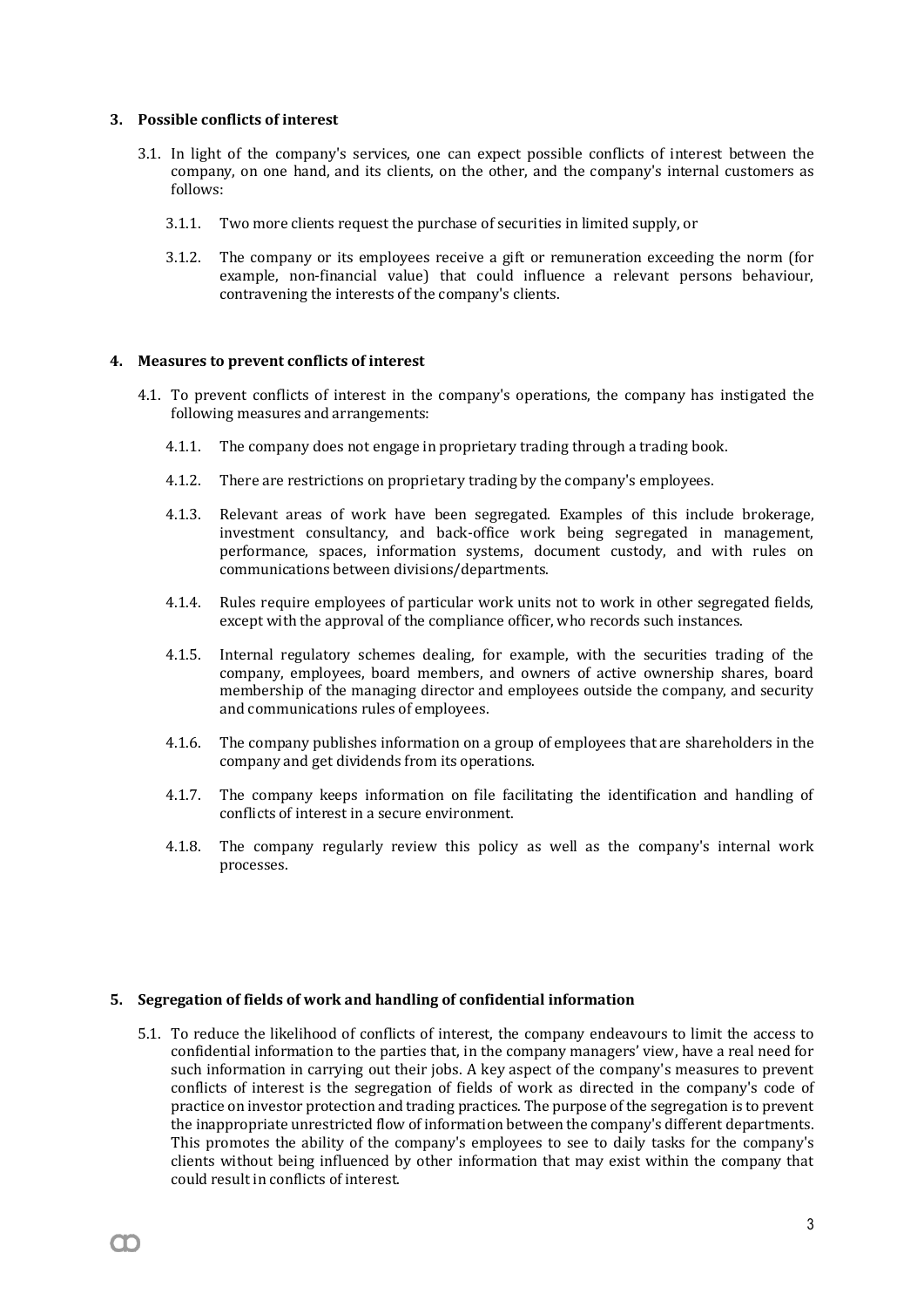## 3. Possible conflicts of interest

3.1. In light of the company's services, one can expect possible conflicts of interest between the company, on one hand, and its clients, on the other, and the company's internal customers as follows:

3.1.1. Two more clients request the purchase of securities in limited supply, or

3.1.2. The company or its employees receive a gift or remuneration exceeding the norm (for example, non-financial value) that could influence a relevant persons behaviour, contravening the interests of the company's clients.

## 4. Measures to prevent conflicts of interest

4.1. To prevent conflicts of interest in the company's operations, the company has instigated the following measures and arrangements:

4.1.1. The company does not engage in proprietary trading through a trading book.

4.1.2. There are restrictions on proprietary trading by the company's employees.

4.1.3. Relevant areas of work have been segregated. Examples of this include brokerage, investment consultancy, and back-office work being segregated in management, performance, spaces, information systems, document custody, and with rules on communications between divisions/departments.

4.1.4. Rules require employees of particular work units not to work in other segregated fields, except with the approval of the compliance officer, who records such instances.

4.1.5. Internal regulatory schemes dealing, for example, with the securities trading of the company, employees, board members, and owners of active ownership shares, board membership of the managing director and employees outside the company, and security and communications rules of employees.

4.1.6. The company publishes information on a group of employees that are shareholders in the company and get dividends from its operations.

4.1.7. The company keeps information on file facilitating the identification and handling of conflicts of interest in a secure environment.

4.1.8. The company regularly review this policy as well as the company's internal work processes.

## 5. Segregation of fields of work and handling of confidential information

5.1. To reduce the likelihood of conflicts of interest, the company endeavours to limit the access to confidential information to the parties that, in the company managers' view, have a real need for such information in carrying out their jobs. A key aspect of the company's measures to prevent conflicts of interest is the segregation of fields of work as directed in the company's code of practice on investor protection and trading practices. The purpose of the segregation is to prevent the inappropriate unrestricted flow of information between the company's different departments. This promotes the ability of the company's employees to see to daily tasks for the company's clients without being influenced by other information that may exist within the company that could result in conflicts of interest.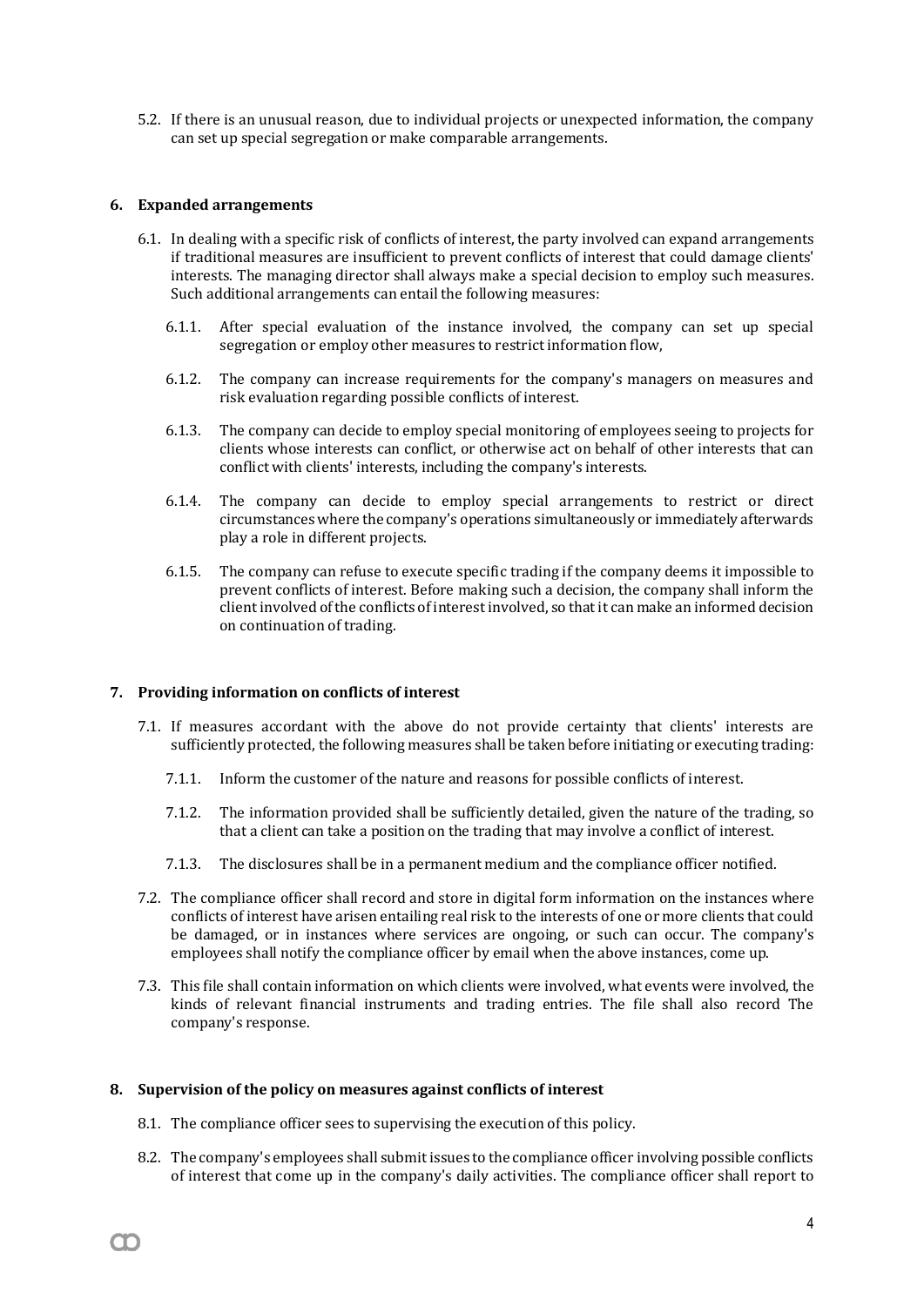5.2. If there is an unusual reason, due to individual projects or unexpected information, the company can set up special segregation or make comparable arrangements.

## 6. Expanded arrangements

6.1. In dealing with a specific risk of conflicts of interest, the party involved can expand arrangements if traditional measures are insufficient to prevent conflicts of interest that could damage clients' interests. The managing director shall always make a special decision to employ such measures. Such additional arrangements can entail the following measures:

6.1.1. After special evaluation of the instance involved, the company can set up special segregation or employ other measures to restrict information flow,

6.1.2. The company can increase requirements for the company's managers on measures and risk evaluation regarding possible conflicts of interest.

6.1.3. The company can decide to employ special monitoring of employees seeing to projects for clients whose interests can conflict, or otherwise act on behalf of other interests that can conflict with clients' interests, including the company's interests.

6.1.4. The company can decide to employ special arrangements to restrict or direct circumstances where the company's operations simultaneously or immediately afterwards play a role in different projects.

6.1.5. The company can refuse to execute specific trading if the company deems it impossible to prevent conflicts of interest. Before making such a decision, the company shall inform the client involved of the conflicts of interest involved, so that it can make an informed decision on continuation of trading.

## 7. Providing information on conflicts of interest

7.1. If measures accordant with the above do not provide certainty that clients' interests are sufficiently protected, the following measures shall be taken before initiating or executing trading:

7.1.1. Inform the customer of the nature and reasons for possible conflicts of interest.

7.1.2. The information provided shall be sufficiently detailed, given the nature of the trading, so that a client can take a position on the trading that may involve a conflict of interest.

7.1.3. The disclosures shall be in a permanent medium and the compliance officer notified.

7.2. The compliance officer shall record and store in digital form information on the instances where conflicts of interest have arisen entailing real risk to the interests of one or more clients that could be damaged, or in instances where services are ongoing, or such can occur. The company's employees shall notify the compliance officer by email when the above instances, come up.

7.3. This file shall contain information on which clients were involved, what events were involved, the kinds of relevant financial instruments and trading entries. The file shall also record The company's response.

## 8. Supervision of the policy on measures against conflicts of interest

8.1. The compliance officer sees to supervising the execution of this policy.

8.2. The company's employees shall submit issues to the compliance officer involving possible conflicts of interest that come up in the company's daily activities. The compliance officer shall report to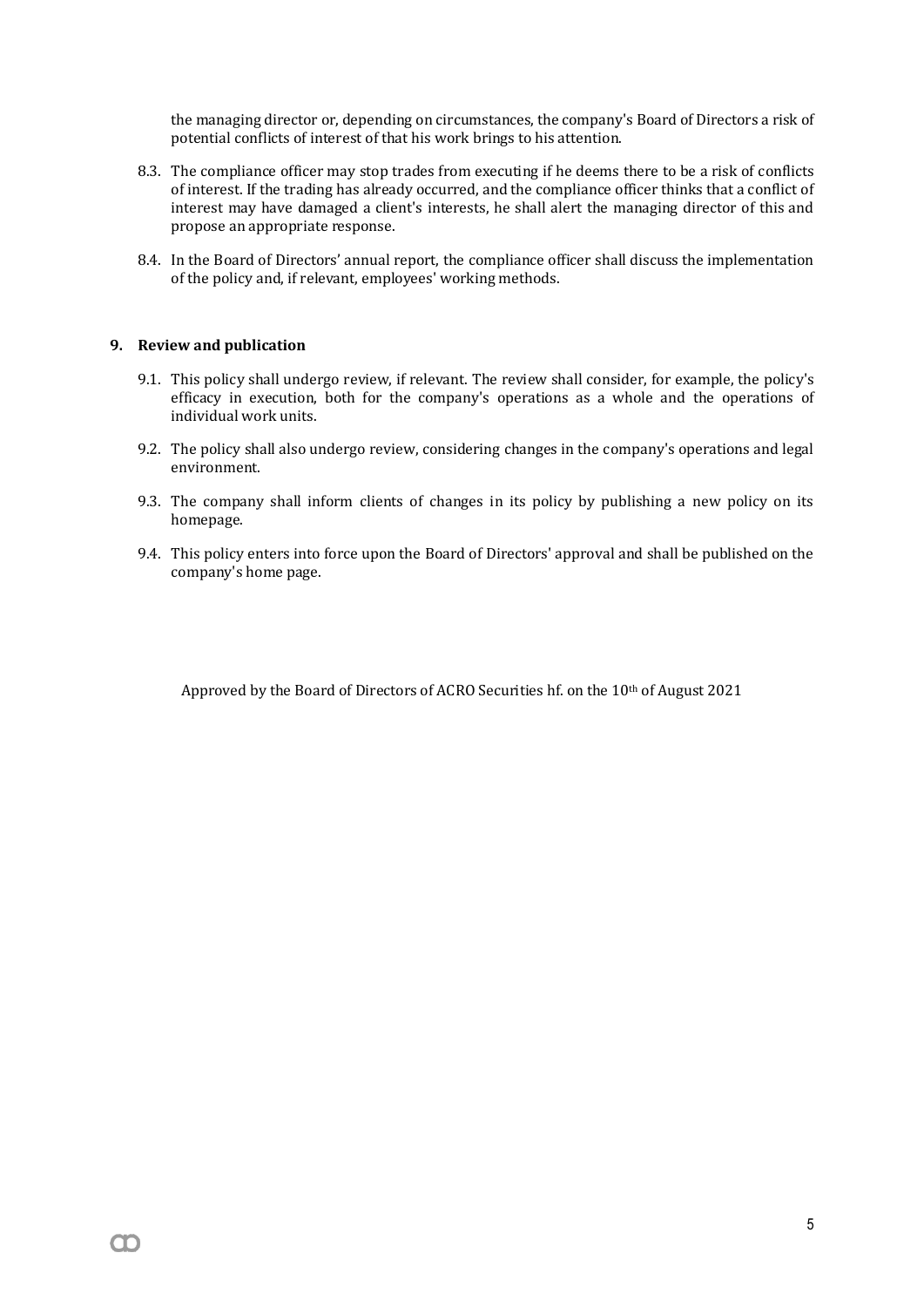the managing director or, depending on circumstances, the company's Board of Directors a risk of potential conflicts of interest of that his work brings to his attention.

8.3. The compliance officer may stop trades from executing if he deems there to be a risk of conflicts of interest. If the trading has already occurred, and the compliance officer thinks that a conflict of interest may have damaged a client's interests, he shall alert the managing director of this and propose an appropriate response.

8.4. In the Board of Directors' annual report, the compliance officer shall discuss the implementation of the policy and, if relevant, employees' working methods.

## 9. Review and publication

9.1. This policy shall undergo review, if relevant. The review shall consider, for example, the policy's efficacy in execution, both for the company's operations as a whole and the operations of individual work units.

9.2. The policy shall also undergo review, considering changes in the company's operations and legal environment.

9.3. The company shall inform clients of changes in its policy by publishing a new policy on its homepage.

9.4. This policy enters into force upon the Board of Directors' approval and shall be published on the company's home page.

Approved by the Board of Directors of ACRO Securities hf. on the 10th of August 2021